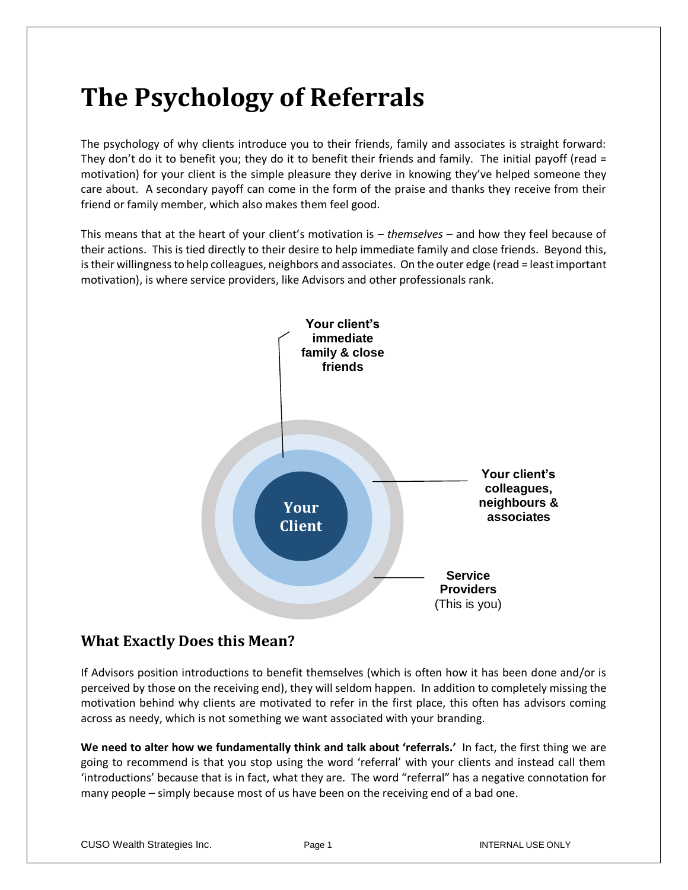# The Psychology of Referrals

The psychology of why clients introduce you to their friends, family and associates is straight forward: They don't do it to benefit you; they do it to benefit their friends and family. The initial payoff (read = motivation) for your client is the simple pleasure they derive in knowing they've helped someone they care about. A secondary payoff can come in the form of the praise and thanks they receive from their friend or family member, which also makes them feel good.

This means that at the heart of your client's motivation is – *themselves* – and how they feel because of their actions. This is tied directly to their desire to help immediate family and close friends. Beyond this, is their willingness to help colleagues, neighbors and associates. On the outer edge (read = least important motivation), is where service providers, like Advisors and other professionals rank.

**Your client's immediate family & close friends**

**Your Client**

**Your client's colleagues, neighbours & associates**

**Service Providers**
(This is you)

## What Exactly Does this Mean?

If Advisors position introductions to benefit themselves (which is often how it has been done and/or is perceived by those on the receiving end), they will seldom happen. In addition to completely missing the motivation behind why clients are motivated to refer in the first place, this often has advisors coming across as needy, which is not something we want associated with your branding.

**We need to alter how we fundamentally think and talk about 'referrals.'** In fact, the first thing we are going to recommend is that you stop using the word 'referral' with your clients and instead call them 'introductions' because that is in fact, what they are. The word "referral" has a negative connotation for many people – simply because most of us have been on the receiving end of a bad one.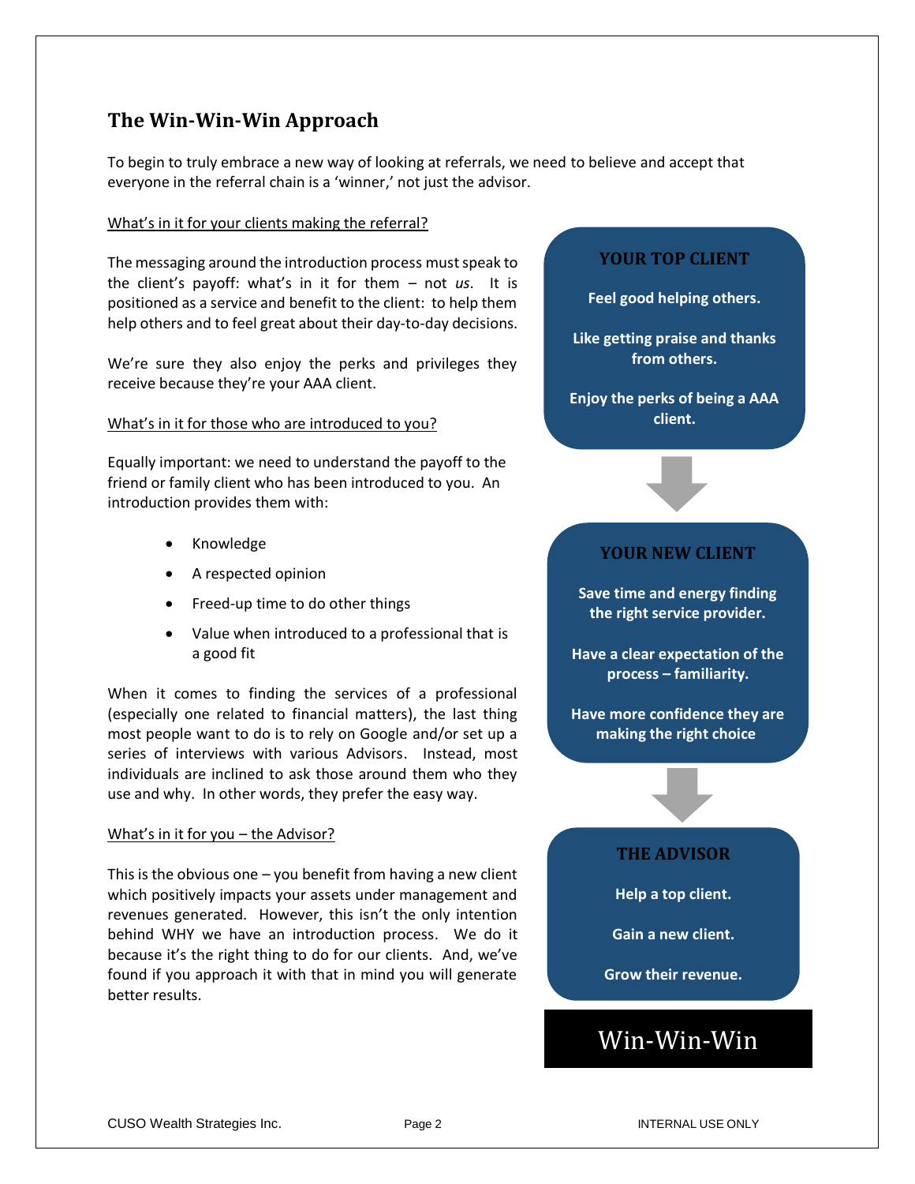## The Win-Win-Win Approach

To begin to truly embrace a new way of looking at referrals, we need to believe and accept that everyone in the referral chain is a 'winner,' not just the advisor.

What's in it for your clients making the referral?

The messaging around the introduction process must speak to the client's payoff: what's in it for them – not *us*. It is positioned as a service and benefit to the client: to help them help others and to feel great about their day-to-day decisions.

We're sure they also enjoy the perks and privileges they receive because they're your AAA client.

What's in it for those who are introduced to you?

Equally important: we need to understand the payoff to the friend or family client who has been introduced to you. An introduction provides them with:

- Knowledge
- A respected opinion
- Freed-up time to do other things
- Value when introduced to a professional that is a good fit

When it comes to finding the services of a professional (especially one related to financial matters), the last thing most people want to do is to rely on Google and/or set up a series of interviews with various Advisors. Instead, most individuals are inclined to ask those around them who they use and why. In other words, they prefer the easy way.

What's in it for you – the Advisor?

This is the obvious one – you benefit from having a new client which positively impacts your assets under management and revenues generated. However, this isn't the only intention behind WHY we have an introduction process. We do it because it's the right thing to do for our clients. And, we've found if you approach it with that in mind you will generate better results.

**YOUR TOP CLIENT**

**Feel good helping others.**

**Like getting praise and thanks from others.**

**Enjoy the perks of being a AAA client.**

**YOUR NEW CLIENT**

**Save time and energy finding the right service provider.**

**Have a clear expectation of the process – familiarity.**

**Have more confidence they are making the right choice**

**THE ADVISOR**

**Help a top client.**

**Gain a new client.**

**Grow their revenue.**

Win-Win-Win